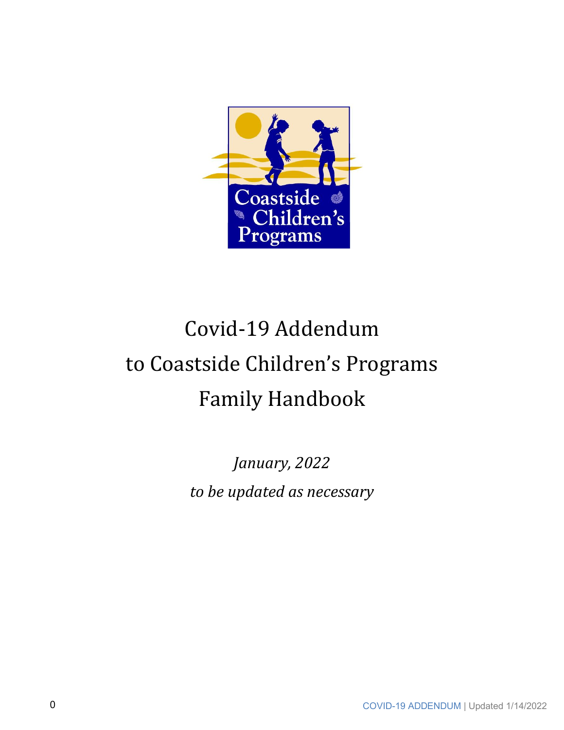# Covid-19 Addendum to Coastside Children's Programs Family Handbook

*January, 2022*

*to be updated as necessary*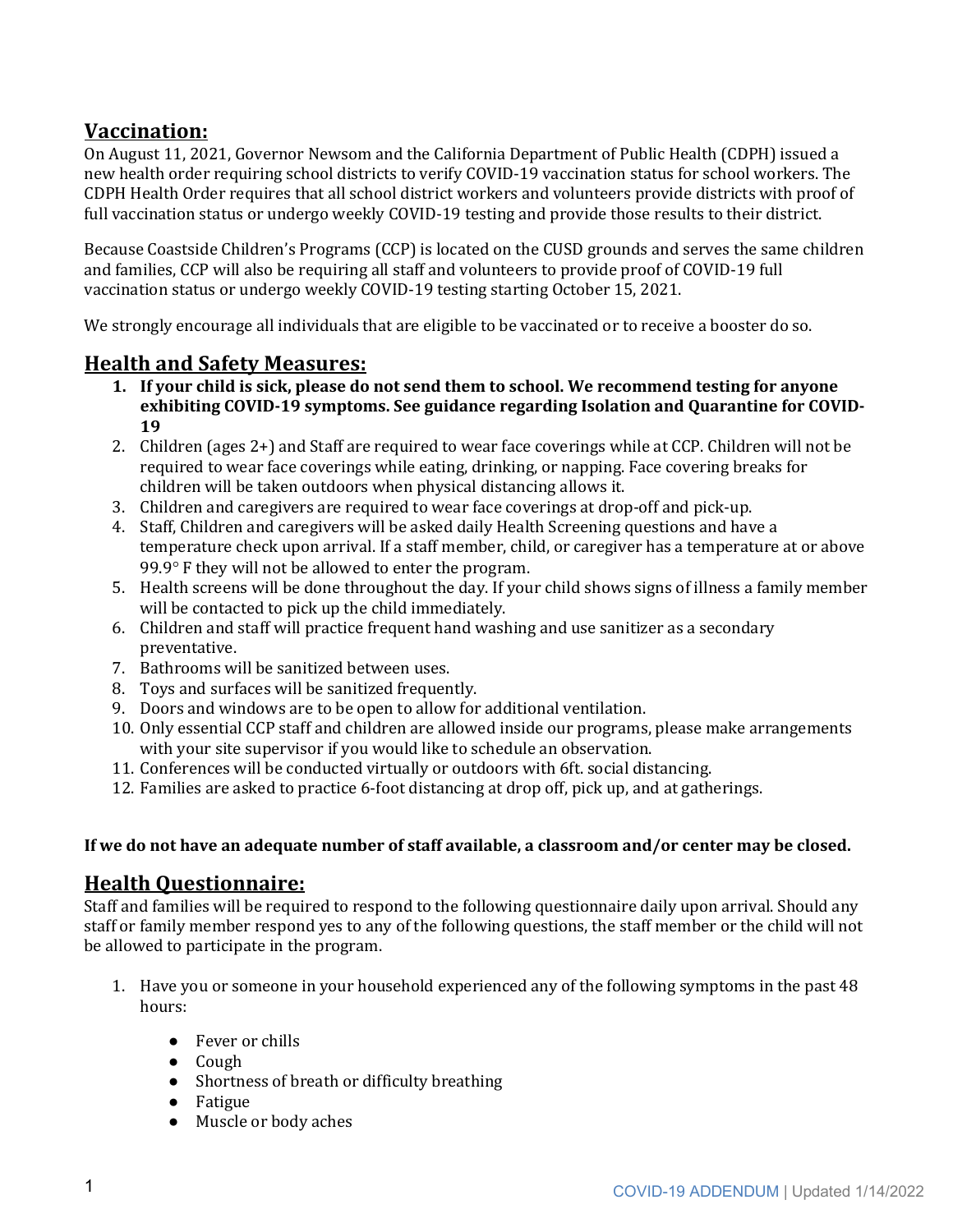## **Vaccination:**

On August 11, 2021, Governor Newsom and the California Department of Public Health (CDPH) issued a new health order requiring school districts to verify COVID-19 vaccination status for school workers. The CDPH Health Order requires that all school district workers and volunteers provide districts with proof of full vaccination status or undergo weekly COVID-19 testing and provide those results to their district.

Because Coastside Children's Programs (CCP) is located on the CUSD grounds and serves the same children and families, CCP will also be requiring all staff and volunteers to provide proof of COVID-19 full vaccination status or undergo weekly COVID-19 testing starting October 15, 2021.

We strongly encourage all individuals that are eligible to be vaccinated or to receive a booster do so.

## **Health and Safety Measures:**

1. **If your child is sick, please do not send them to school. We recommend testing for anyone exhibiting COVID-19 symptoms. See guidance regarding Isolation and Quarantine for COVID-19**
2. Children (ages 2+) and Staff are required to wear face coverings while at CCP. Children will not be required to wear face coverings while eating, drinking, or napping. Face covering breaks for children will be taken outdoors when physical distancing allows it.
3. Children and caregivers are required to wear face coverings at drop-off and pick-up.
4. Staff, Children and caregivers will be asked daily Health Screening questions and have a temperature check upon arrival. If a staff member, child, or caregiver has a temperature at or above 99.9° F they will not be allowed to enter the program.
5. Health screens will be done throughout the day. If your child shows signs of illness a family member will be contacted to pick up the child immediately.
6. Children and staff will practice frequent hand washing and use sanitizer as a secondary preventative.
7. Bathrooms will be sanitized between uses.
8. Toys and surfaces will be sanitized frequently.
9. Doors and windows are to be open to allow for additional ventilation.
10. Only essential CCP staff and children are allowed inside our programs, please make arrangements with your site supervisor if you would like to schedule an observation.
11. Conferences will be conducted virtually or outdoors with 6ft. social distancing.
12. Families are asked to practice 6-foot distancing at drop off, pick up, and at gatherings.

**If we do not have an adequate number of staff available, a classroom and/or center may be closed.**

## **Health Questionnaire:**

Staff and families will be required to respond to the following questionnaire daily upon arrival. Should any staff or family member respond yes to any of the following questions, the staff member or the child will not be allowed to participate in the program.

1. Have you or someone in your household experienced any of the following symptoms in the past 48 hours:
   - Fever or chills
   - Cough
   - Shortness of breath or difficulty breathing
   - Fatigue
   - Muscle or body aches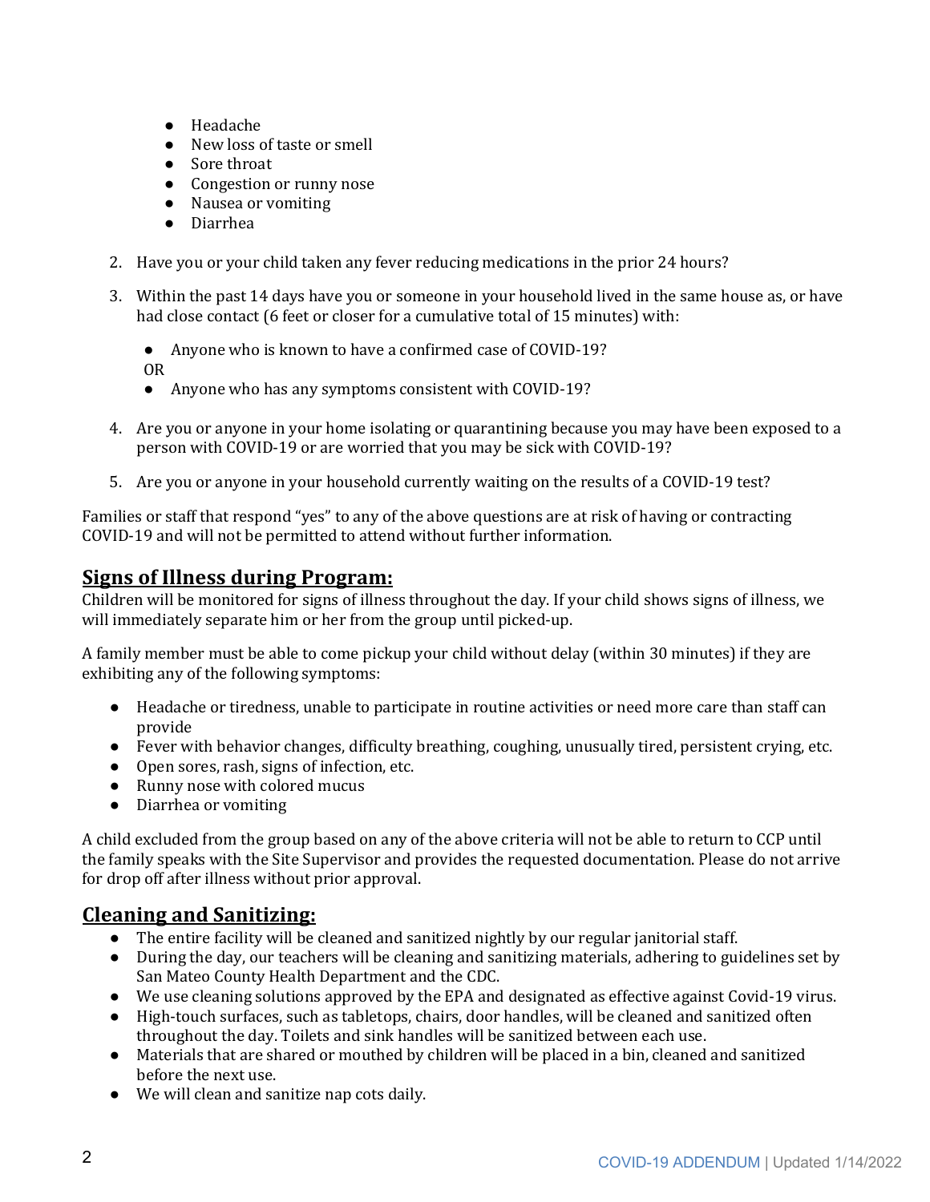- Headache
- New loss of taste or smell
- Sore throat
- Congestion or runny nose
- Nausea or vomiting
- Diarrhea

2. Have you or your child taken any fever reducing medications in the prior 24 hours?

3. Within the past 14 days have you or someone in your household lived in the same house as, or have had close contact (6 feet or closer for a cumulative total of 15 minutes) with:

   - Anyone who is known to have a confirmed case of COVID-19?

   OR

   - Anyone who has any symptoms consistent with COVID-19?

4. Are you or anyone in your home isolating or quarantining because you may have been exposed to a person with COVID-19 or are worried that you may be sick with COVID-19?

5. Are you or anyone in your household currently waiting on the results of a COVID-19 test?

Families or staff that respond "yes" to any of the above questions are at risk of having or contracting COVID-19 and will not be permitted to attend without further information.

## Signs of Illness during Program:

Children will be monitored for signs of illness throughout the day. If your child shows signs of illness, we will immediately separate him or her from the group until picked-up.

A family member must be able to come pickup your child without delay (within 30 minutes) if they are exhibiting any of the following symptoms:

- Headache or tiredness, unable to participate in routine activities or need more care than staff can provide
- Fever with behavior changes, difficulty breathing, coughing, unusually tired, persistent crying, etc.
- Open sores, rash, signs of infection, etc.
- Runny nose with colored mucus
- Diarrhea or vomiting

A child excluded from the group based on any of the above criteria will not be able to return to CCP until the family speaks with the Site Supervisor and provides the requested documentation. Please do not arrive for drop off after illness without prior approval.

## Cleaning and Sanitizing:

- The entire facility will be cleaned and sanitized nightly by our regular janitorial staff.
- During the day, our teachers will be cleaning and sanitizing materials, adhering to guidelines set by San Mateo County Health Department and the CDC.
- We use cleaning solutions approved by the EPA and designated as effective against Covid-19 virus.
- High-touch surfaces, such as tabletops, chairs, door handles, will be cleaned and sanitized often throughout the day. Toilets and sink handles will be sanitized between each use.
- Materials that are shared or mouthed by children will be placed in a bin, cleaned and sanitized before the next use.
- We will clean and sanitize nap cots daily.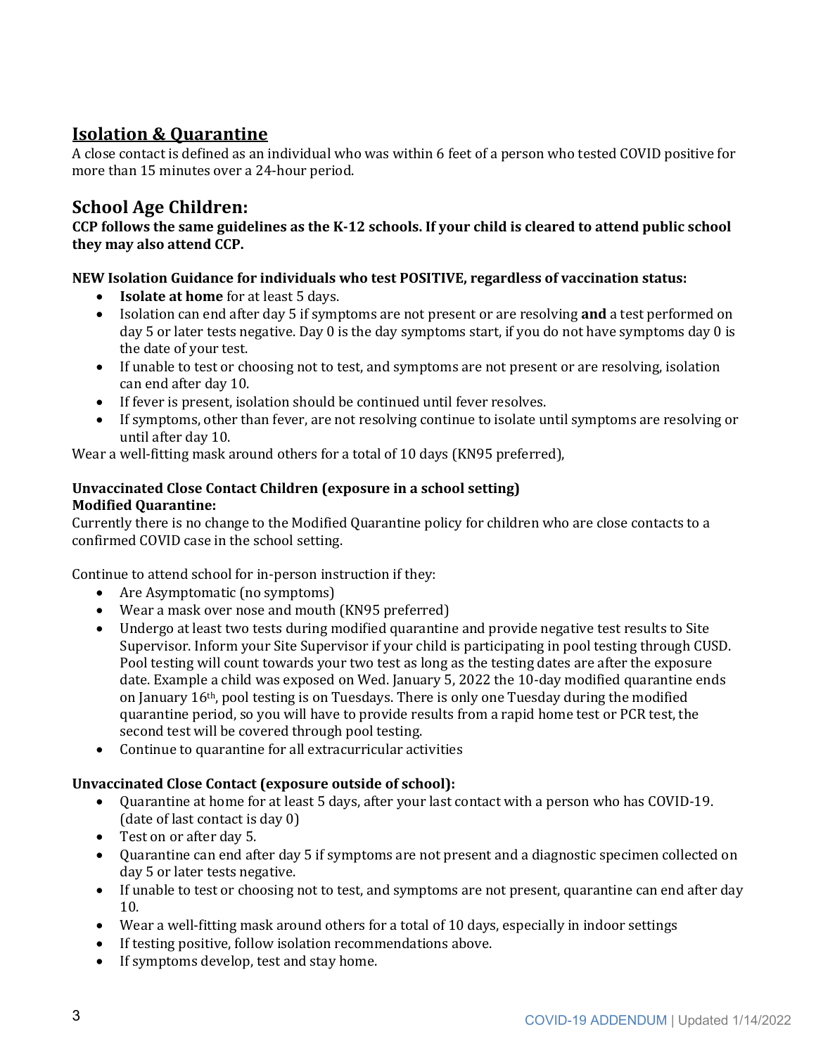## Isolation & Quarantine

A close contact is defined as an individual who was within 6 feet of a person who tested COVID positive for more than 15 minutes over a 24-hour period.

## School Age Children:

**CCP follows the same guidelines as the K-12 schools. If your child is cleared to attend public school they may also attend CCP.**

**NEW Isolation Guidance for individuals who test POSITIVE, regardless of vaccination status:**

- **Isolate at home** for at least 5 days.
- Isolation can end after day 5 if symptoms are not present or are resolving **and** a test performed on day 5 or later tests negative. Day 0 is the day symptoms start, if you do not have symptoms day 0 is the date of your test.
- If unable to test or choosing not to test, and symptoms are not present or are resolving, isolation can end after day 10.
- If fever is present, isolation should be continued until fever resolves.
- If symptoms, other than fever, are not resolving continue to isolate until symptoms are resolving or until after day 10.

Wear a well-fitting mask around others for a total of 10 days (KN95 preferred),

**Unvaccinated Close Contact Children (exposure in a school setting)**
**Modified Quarantine:**

Currently there is no change to the Modified Quarantine policy for children who are close contacts to a confirmed COVID case in the school setting.

Continue to attend school for in-person instruction if they:

- Are Asymptomatic (no symptoms)
- Wear a mask over nose and mouth (KN95 preferred)
- Undergo at least two tests during modified quarantine and provide negative test results to Site Supervisor. Inform your Site Supervisor if your child is participating in pool testing through CUSD. Pool testing will count towards your two test as long as the testing dates are after the exposure date. Example a child was exposed on Wed. January 5, 2022 the 10-day modified quarantine ends on January 16th, pool testing is on Tuesdays. There is only one Tuesday during the modified quarantine period, so you will have to provide results from a rapid home test or PCR test, the second test will be covered through pool testing.
- Continue to quarantine for all extracurricular activities

**Unvaccinated Close Contact (exposure outside of school):**

- Quarantine at home for at least 5 days, after your last contact with a person who has COVID-19. (date of last contact is day 0)
- Test on or after day 5.
- Quarantine can end after day 5 if symptoms are not present and a diagnostic specimen collected on day 5 or later tests negative.
- If unable to test or choosing not to test, and symptoms are not present, quarantine can end after day 10.
- Wear a well-fitting mask around others for a total of 10 days, especially in indoor settings
- If testing positive, follow isolation recommendations above.
- If symptoms develop, test and stay home.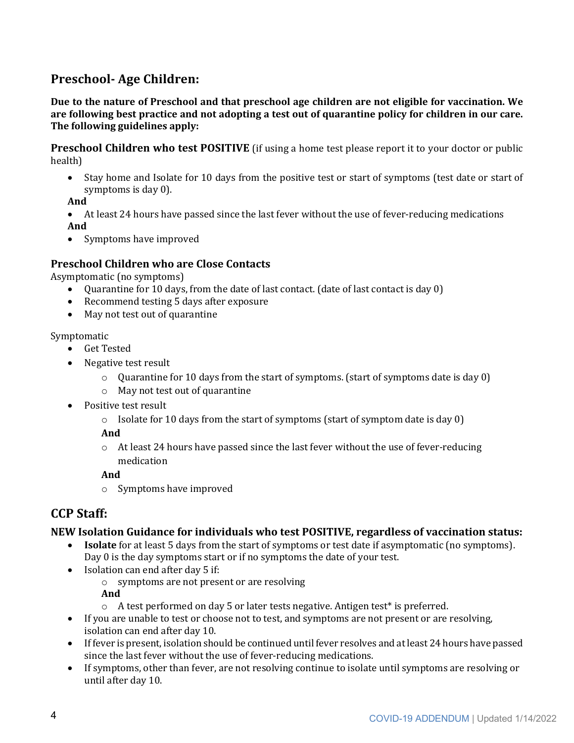## Preschool- Age Children:

**Due to the nature of Preschool and that preschool age children are not eligible for vaccination. We are following best practice and not adopting a test out of quarantine policy for children in our care. The following guidelines apply:**

**Preschool Children who test POSITIVE** (if using a home test please report it to your doctor or public health)

- Stay home and Isolate for 10 days from the positive test or start of symptoms (test date or start of symptoms is day 0).

**And**

- At least 24 hours have passed since the last fever without the use of fever-reducing medications

**And**

- Symptoms have improved

### Preschool Children who are Close Contacts

Asymptomatic (no symptoms)

- Quarantine for 10 days, from the date of last contact. (date of last contact is day 0)
- Recommend testing 5 days after exposure
- May not test out of quarantine

Symptomatic

- Get Tested
- Negative test result
  - Quarantine for 10 days from the start of symptoms. (start of symptoms date is day 0)
  - May not test out of quarantine
- Positive test result
  - Isolate for 10 days from the start of symptoms (start of symptom date is day 0)

    **And**
  - At least 24 hours have passed since the last fever without the use of fever-reducing medication

    **And**
  - Symptoms have improved

## CCP Staff:

### NEW Isolation Guidance for individuals who test POSITIVE, regardless of vaccination status:

- **Isolate** for at least 5 days from the start of symptoms or test date if asymptomatic (no symptoms). Day 0 is the day symptoms start or if no symptoms the date of your test.
- Isolation can end after day 5 if:
  - symptoms are not present or are resolving

    **And**
  - A test performed on day 5 or later tests negative. Antigen test* is preferred.
- If you are unable to test or choose not to test, and symptoms are not present or are resolving, isolation can end after day 10.
- If fever is present, isolation should be continued until fever resolves and at least 24 hours have passed since the last fever without the use of fever-reducing medications.
- If symptoms, other than fever, are not resolving continue to isolate until symptoms are resolving or until after day 10.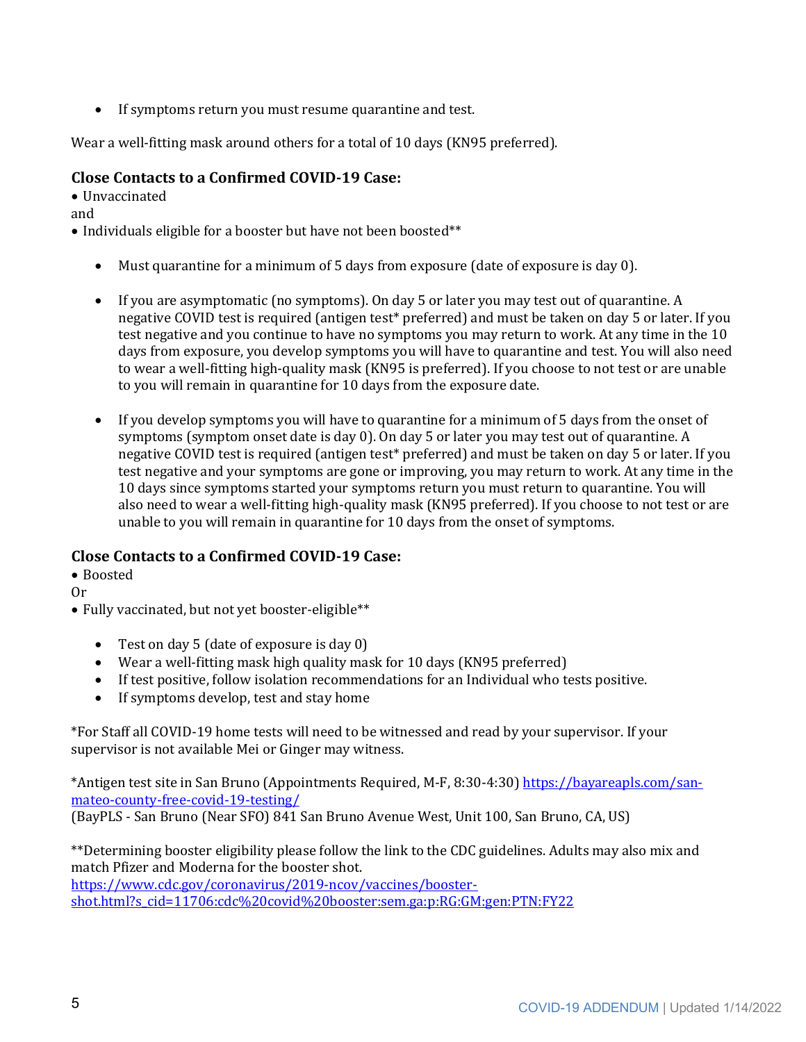- If symptoms return you must resume quarantine and test.

Wear a well-fitting mask around others for a total of 10 days (KN95 preferred).

### Close Contacts to a Confirmed COVID-19 Case:

• Unvaccinated
and
• Individuals eligible for a booster but have not been boosted**

- Must quarantine for a minimum of 5 days from exposure (date of exposure is day 0).
- If you are asymptomatic (no symptoms). On day 5 or later you may test out of quarantine. A negative COVID test is required (antigen test* preferred) and must be taken on day 5 or later. If you test negative and you continue to have no symptoms you may return to work. At any time in the 10 days from exposure, you develop symptoms you will have to quarantine and test. You will also need to wear a well-fitting high-quality mask (KN95 is preferred). If you choose to not test or are unable to you will remain in quarantine for 10 days from the exposure date.
- If you develop symptoms you will have to quarantine for a minimum of 5 days from the onset of symptoms (symptom onset date is day 0). On day 5 or later you may test out of quarantine. A negative COVID test is required (antigen test* preferred) and must be taken on day 5 or later. If you test negative and your symptoms are gone or improving, you may return to work. At any time in the 10 days since symptoms started your symptoms return you must return to quarantine. You will also need to wear a well-fitting high-quality mask (KN95 preferred). If you choose to not test or are unable to you will remain in quarantine for 10 days from the onset of symptoms.

### Close Contacts to a Confirmed COVID-19 Case:

• Boosted
Or
• Fully vaccinated, but not yet booster-eligible**

- Test on day 5 (date of exposure is day 0)
- Wear a well-fitting mask high quality mask for 10 days (KN95 preferred)
- If test positive, follow isolation recommendations for an Individual who tests positive.
- If symptoms develop, test and stay home

*For Staff all COVID-19 home tests will need to be witnessed and read by your supervisor. If your supervisor is not available Mei or Ginger may witness.

*Antigen test site in San Bruno (Appointments Required, M-F, 8:30-4:30) https://bayareapls.com/san-mateo-county-free-covid-19-testing/
(BayPLS - San Bruno (Near SFO) 841 San Bruno Avenue West, Unit 100, San Bruno, CA, US)

**Determining booster eligibility please follow the link to the CDC guidelines. Adults may also mix and match Pfizer and Moderna for the booster shot.
https://www.cdc.gov/coronavirus/2019-ncov/vaccines/booster-shot.html?s_cid=11706:cdc%20covid%20booster:sem.ga:p:RG:GM:gen:PTN:FY22